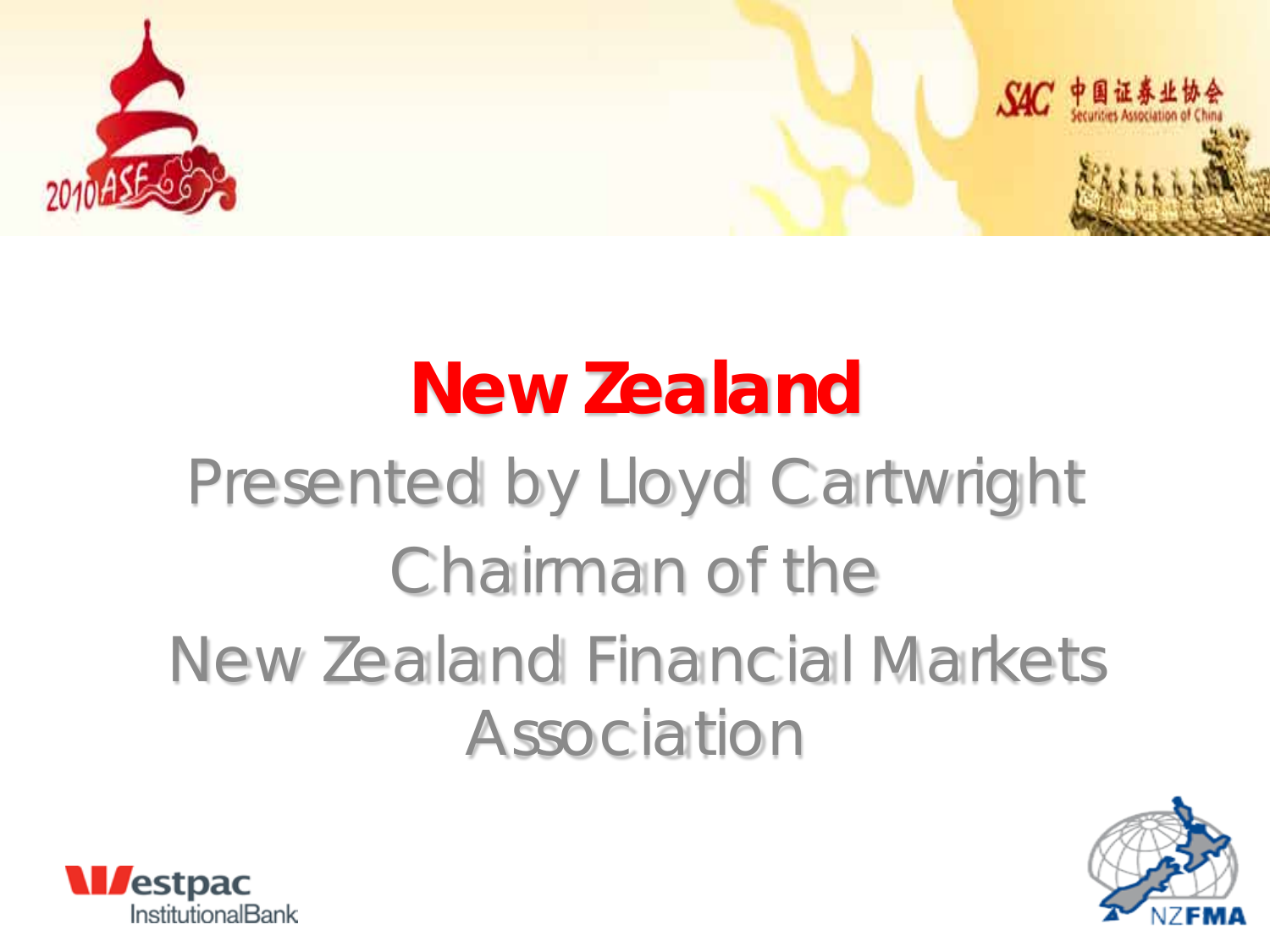# New Zealand

Presented by Lloyd Cartwright

Chairman of the

New Zealand Financial Markets Association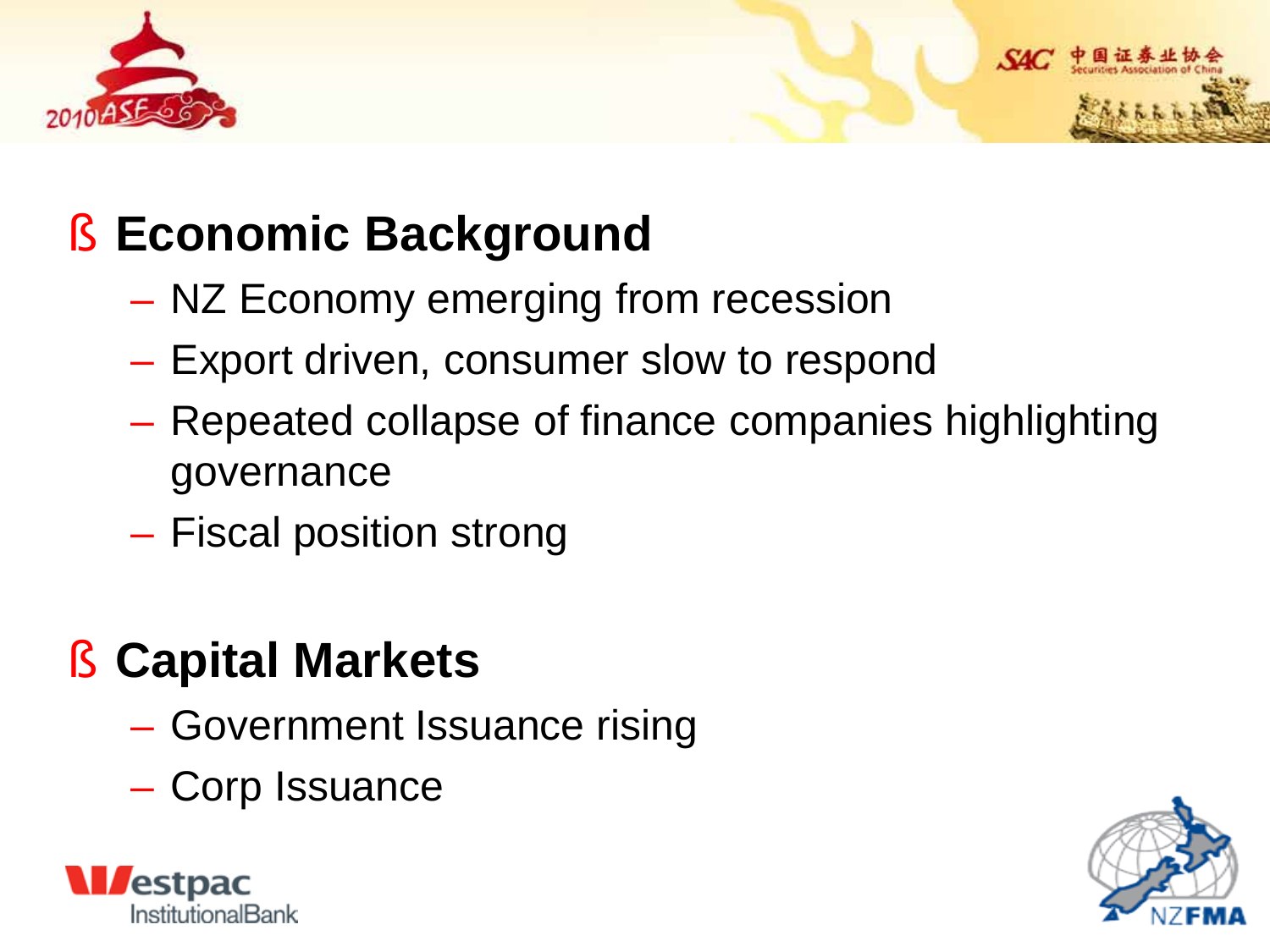- **Economic Background**
  - NZ Economy emerging from recession
  - Export driven, consumer slow to respond
  - Repeated collapse of finance companies highlighting governance
  - Fiscal position strong

- **Capital Markets**
  - Government Issuance rising
  - Corp Issuance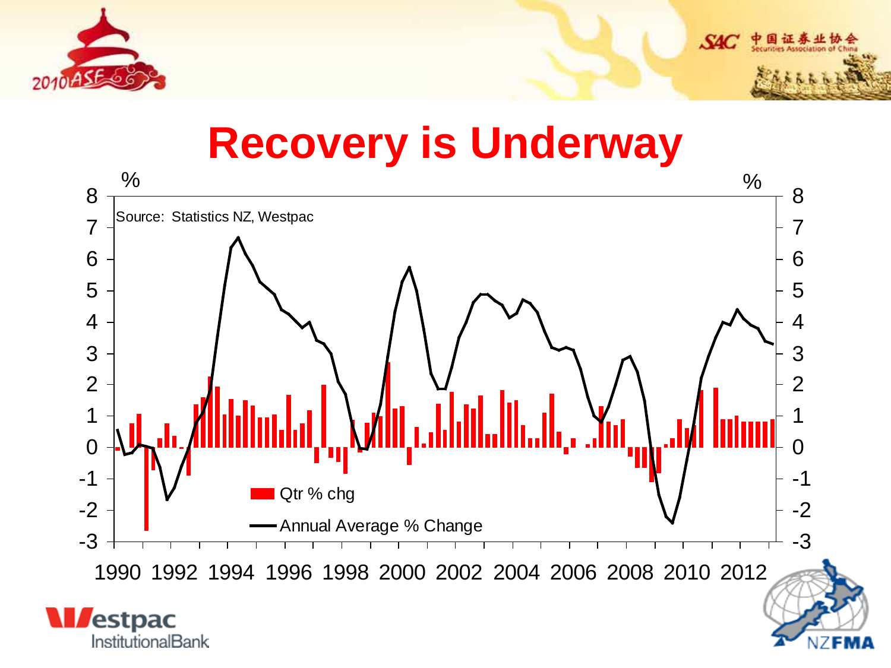# Recovery is Underway

%

%

Source: Statistics NZ, Westpac

Qtr % chg

Annual Average % Change

8
7
6
5
4
3
2
1
0
-1
-2
-3

1990 1992 1994 1996 1998 2000 2002 2004 2006 2008 2010 2012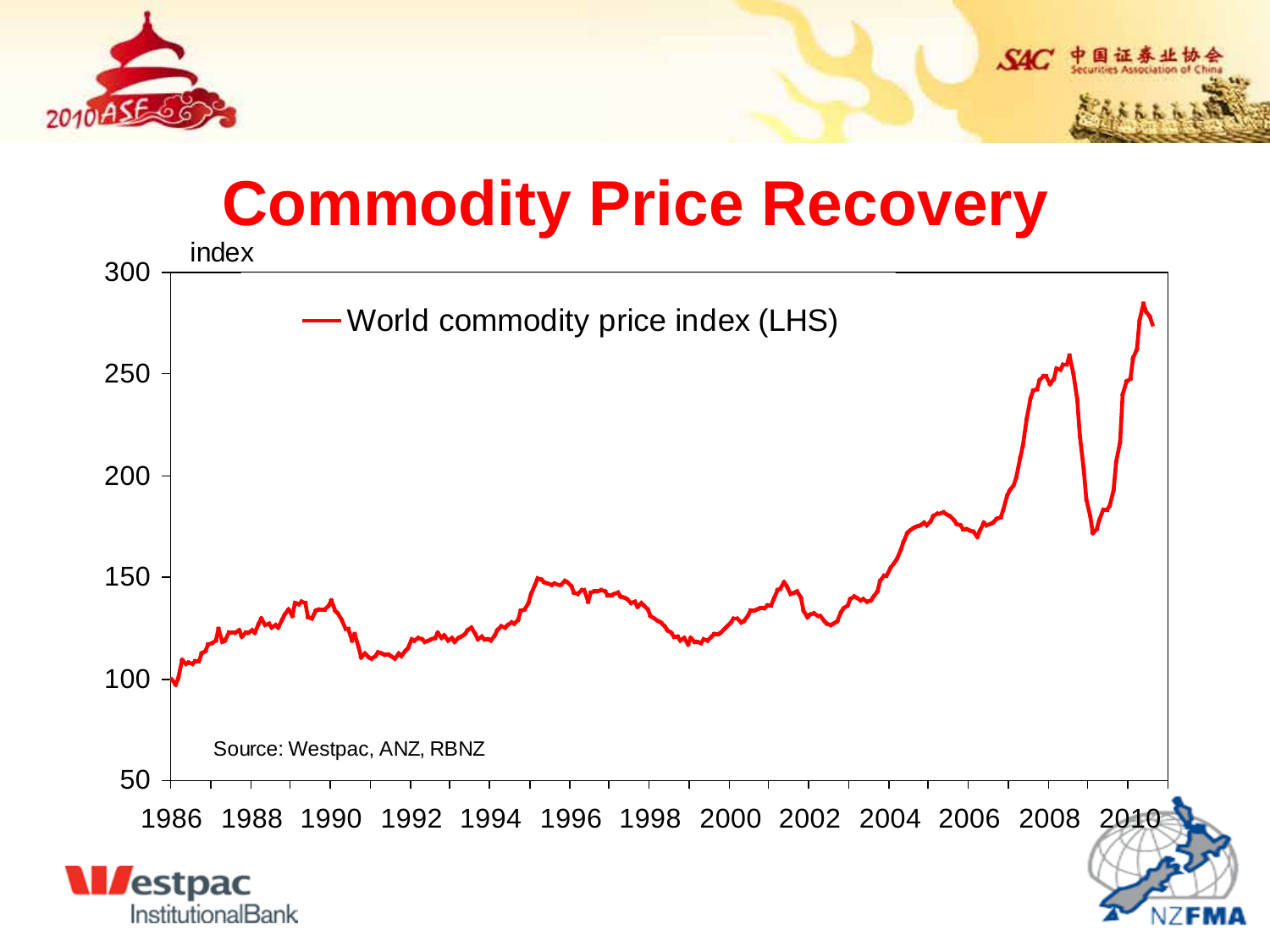# Commodity Price Recovery

index

300

250

200

150

100

50

World commodity price index (LHS)

Source: Westpac, ANZ, RBNZ

1986 1988 1990 1992 1994 1996 1998 2000 2002 2004 2006 2008 2010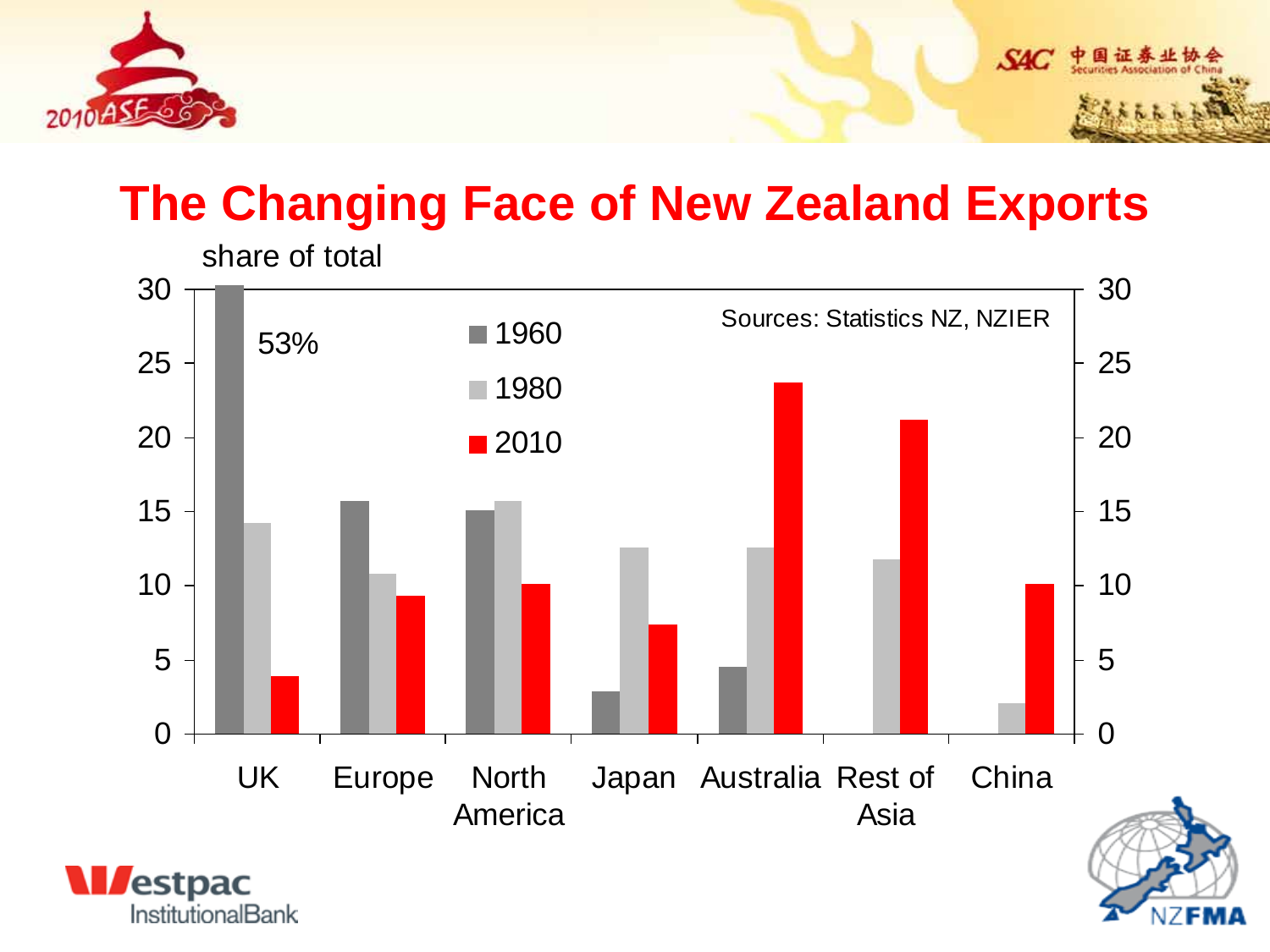# The Changing Face of New Zealand Exports

share of total

30
25
20
15
10
5
0

53%

1960
1980
2010

Sources: Statistics NZ, NZIER

UK
Europe
North America
Japan
Australia
Rest of Asia
China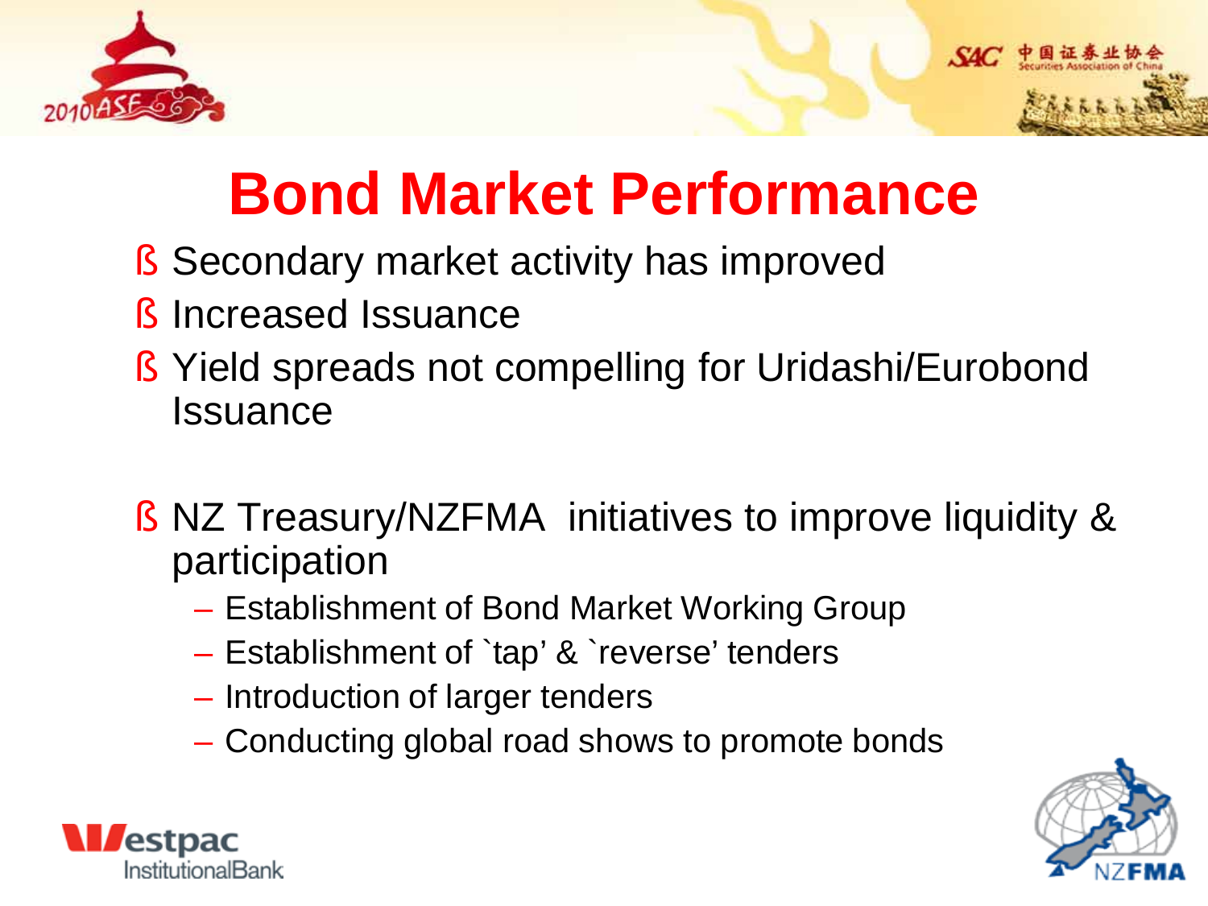# Bond Market Performance

- Secondary market activity has improved
- Increased Issuance
- Yield spreads not compelling for Uridashi/Eurobond Issuance

- NZ Treasury/NZFMA initiatives to improve liquidity & participation
  - Establishment of Bond Market Working Group
  - Establishment of `tap' & `reverse' tenders
  - Introduction of larger tenders
  - Conducting global road shows to promote bonds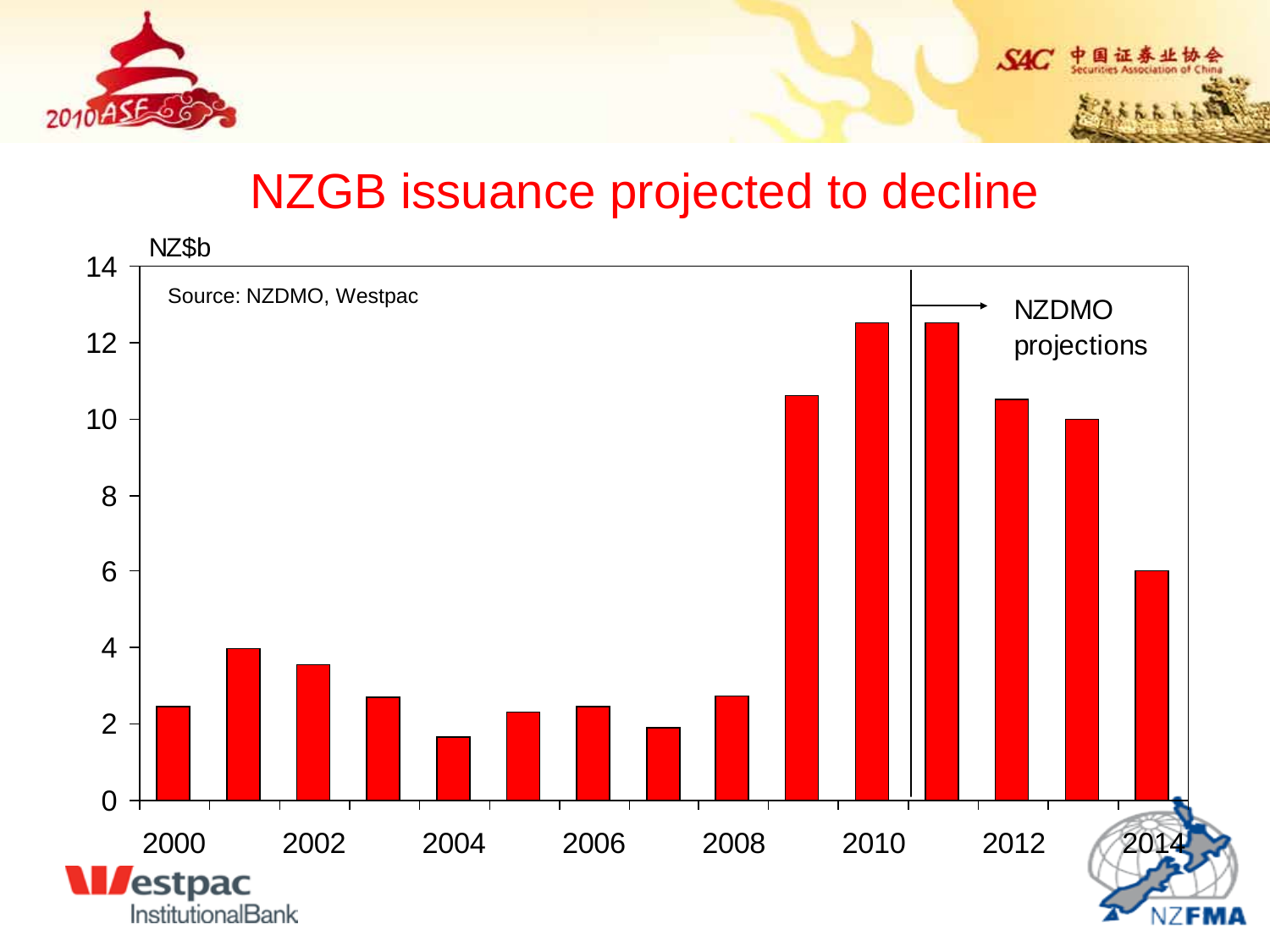# NZGB issuance projected to decline

NZ$b

Source: NZDMO, Westpac

NZDMO projections

| Year | NZ$b |
|---|---|
| 2000 | 2.5 |
| 2001 | 4.0 |
| 2002 | 3.6 |
| 2003 | 2.7 |
| 2004 | 1.7 |
| 2005 | 2.3 |
| 2006 | 2.5 |
| 2007 | 1.9 |
| 2008 | 2.7 |
| 2009 | 10.6 |
| 2010 | 12.5 |
| 2011 | 12.5 |
| 2012 | 10.5 |
| 2013 | 10.0 |
| 2014 | 6.0 |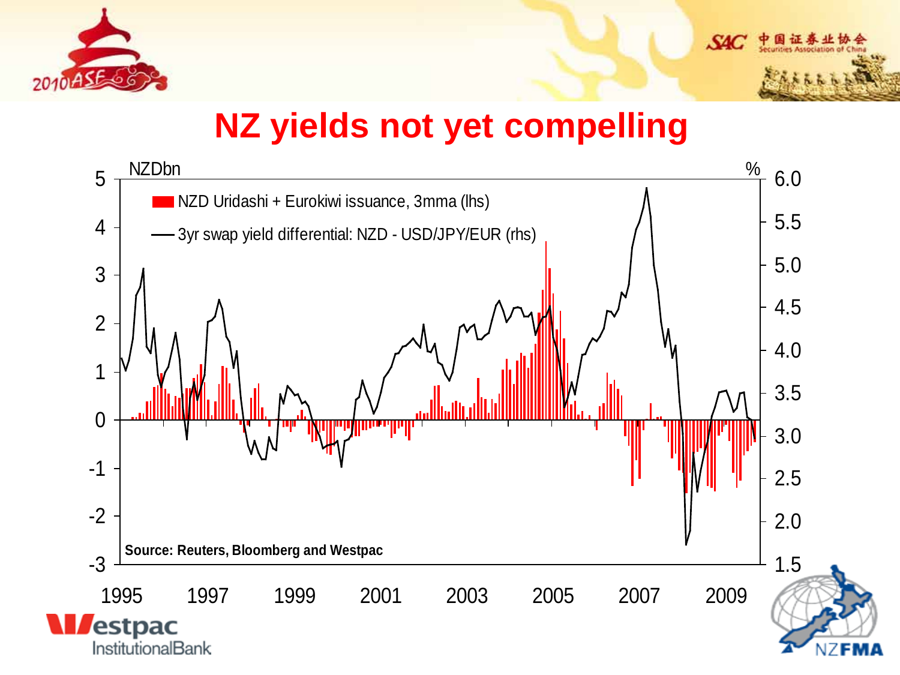# NZ yields not yet compelling

NZDbn

%

NZD Uridashi + Eurokiwi issuance, 3mma (lhs)

3yr swap yield differential: NZD - USD/JPY/EUR (rhs)

5
4
3
2
1
0
-1
-2
-3

6.0
5.5
5.0
4.5
4.0
3.5
3.0
2.5
2.0
1.5

1995 1997 1999 2001 2003 2005 2007 2009

Source: Reuters, Bloomberg and Westpac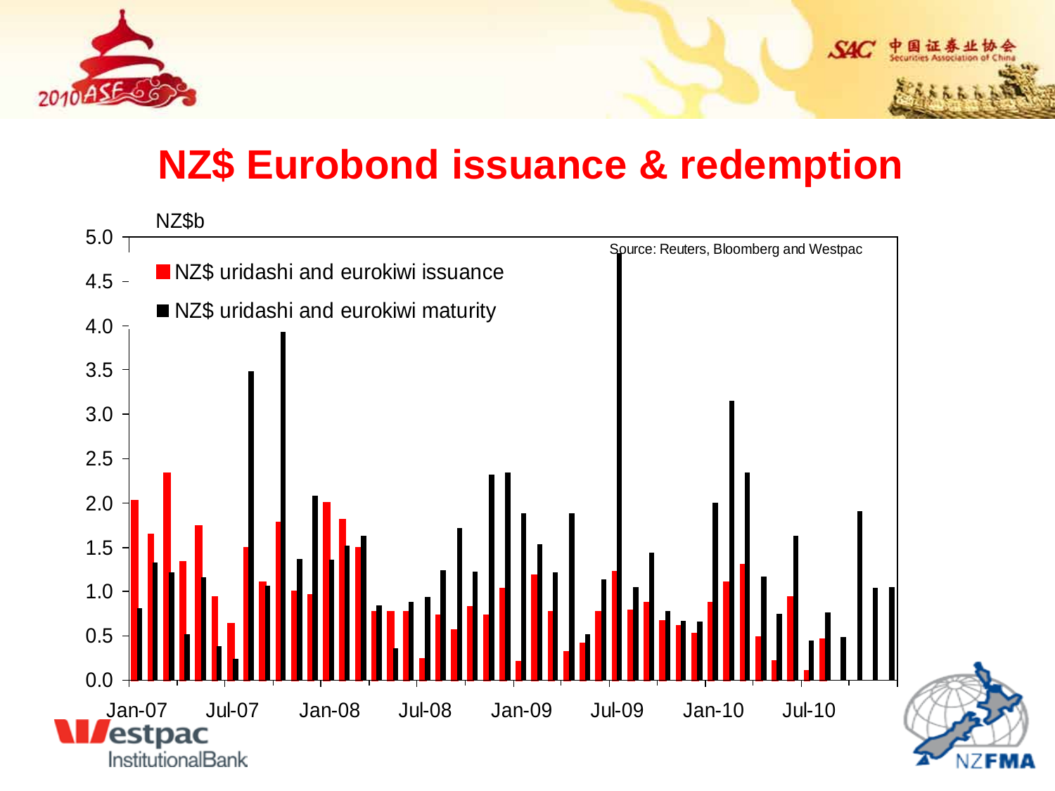# NZ$ Eurobond issuance & redemption

NZ$b

5.0
4.5
4.0
3.5
3.0
2.5
2.0
1.5
1.0
0.5
0.0

Source: Reuters, Bloomberg and Westpac

NZ$ uridashi and eurokiwi issuance

NZ$ uridashi and eurokiwi maturity

Jan-07 Jul-07 Jan-08 Jul-08 Jan-09 Jul-09 Jan-10 Jul-10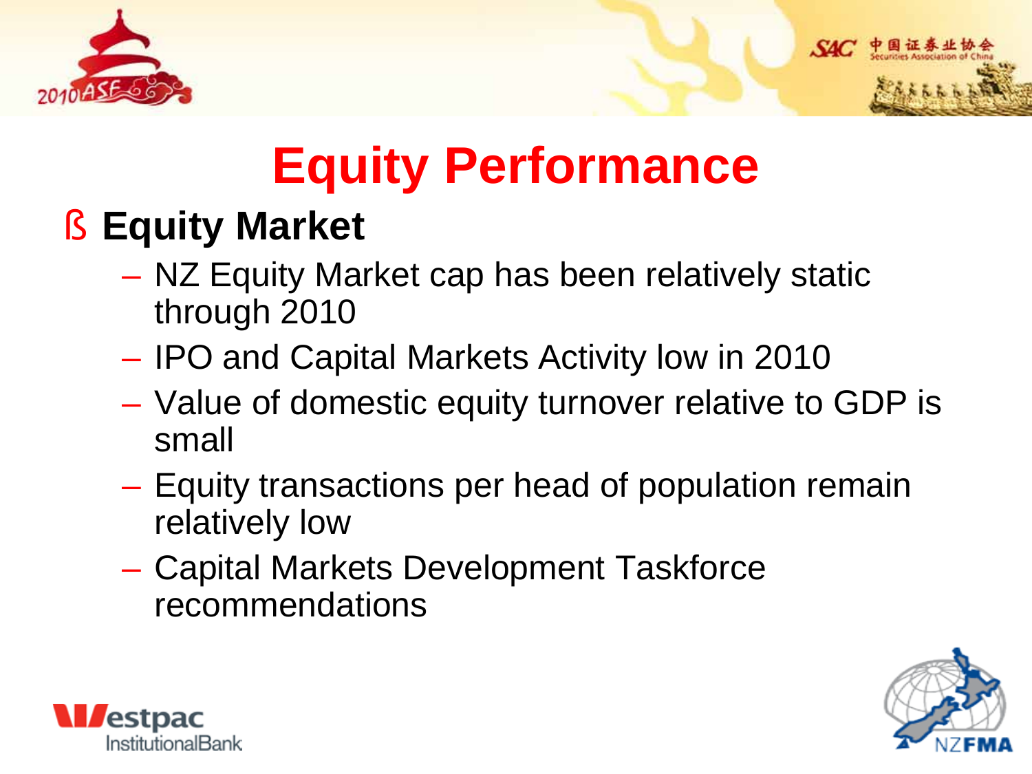# Equity Performance

- **Equity Market**
  - NZ Equity Market cap has been relatively static through 2010
  - IPO and Capital Markets Activity low in 2010
  - Value of domestic equity turnover relative to GDP is small
  - Equity transactions per head of population remain relatively low
  - Capital Markets Development Taskforce recommendations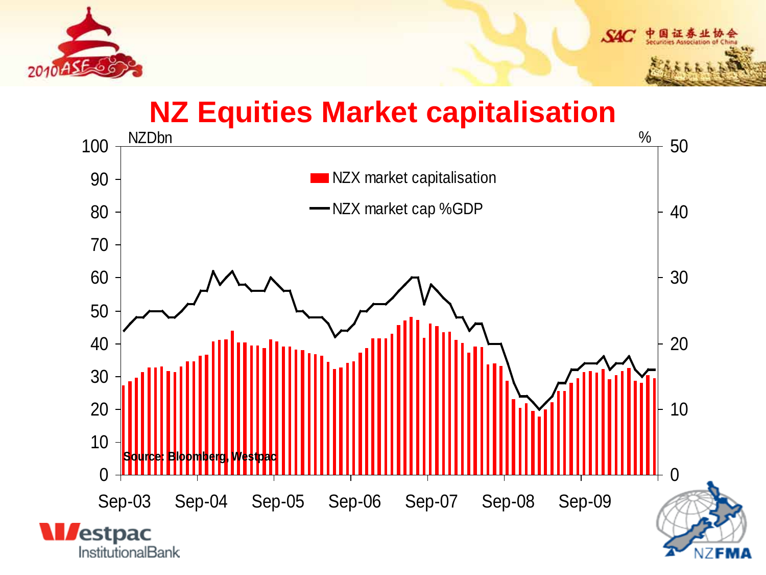# NZ Equities Market capitalisation

NZDbn

%

100
90
80
70
60
50
40
30
20
10
0

50
40
30
20
10
0

NZX market capitalisation

NZX market cap %GDP

Source: Bloomberg, Westpac

Sep-03 Sep-04 Sep-05 Sep-06 Sep-07 Sep-08 Sep-09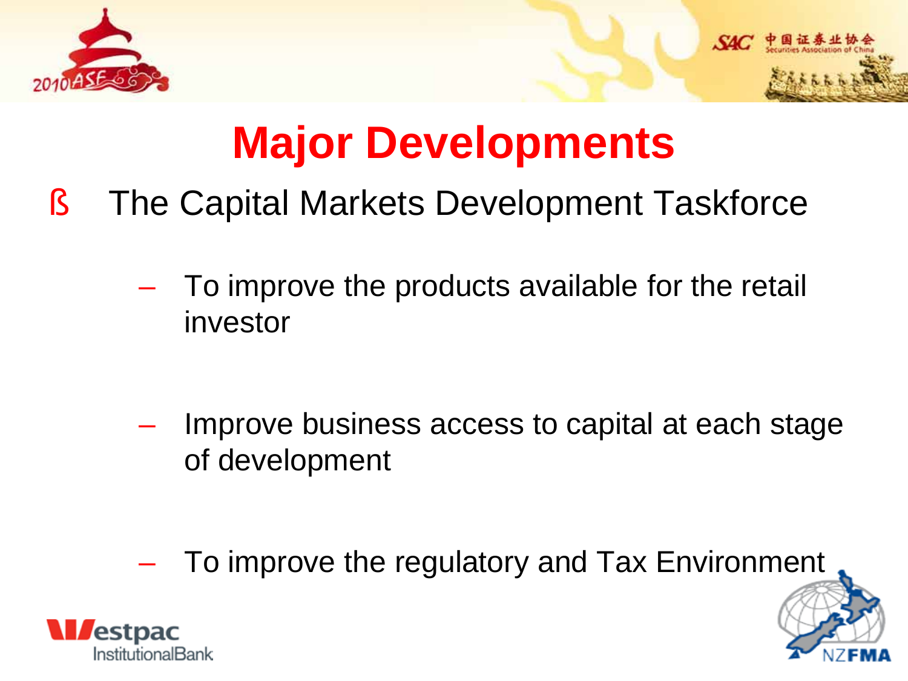# Major Developments

- The Capital Markets Development Taskforce
  - To improve the products available for the retail investor
  - Improve business access to capital at each stage of development
  - To improve the regulatory and Tax Environment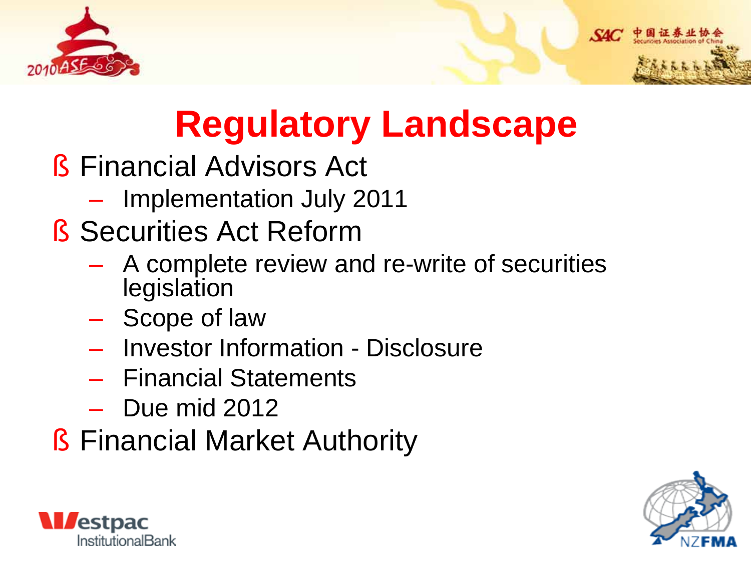# Regulatory Landscape

- Financial Advisors Act
  - Implementation July 2011
- Securities Act Reform
  - A complete review and re-write of securities legislation
  - Scope of law
  - Investor Information - Disclosure
  - Financial Statements
  - Due mid 2012
- Financial Market Authority